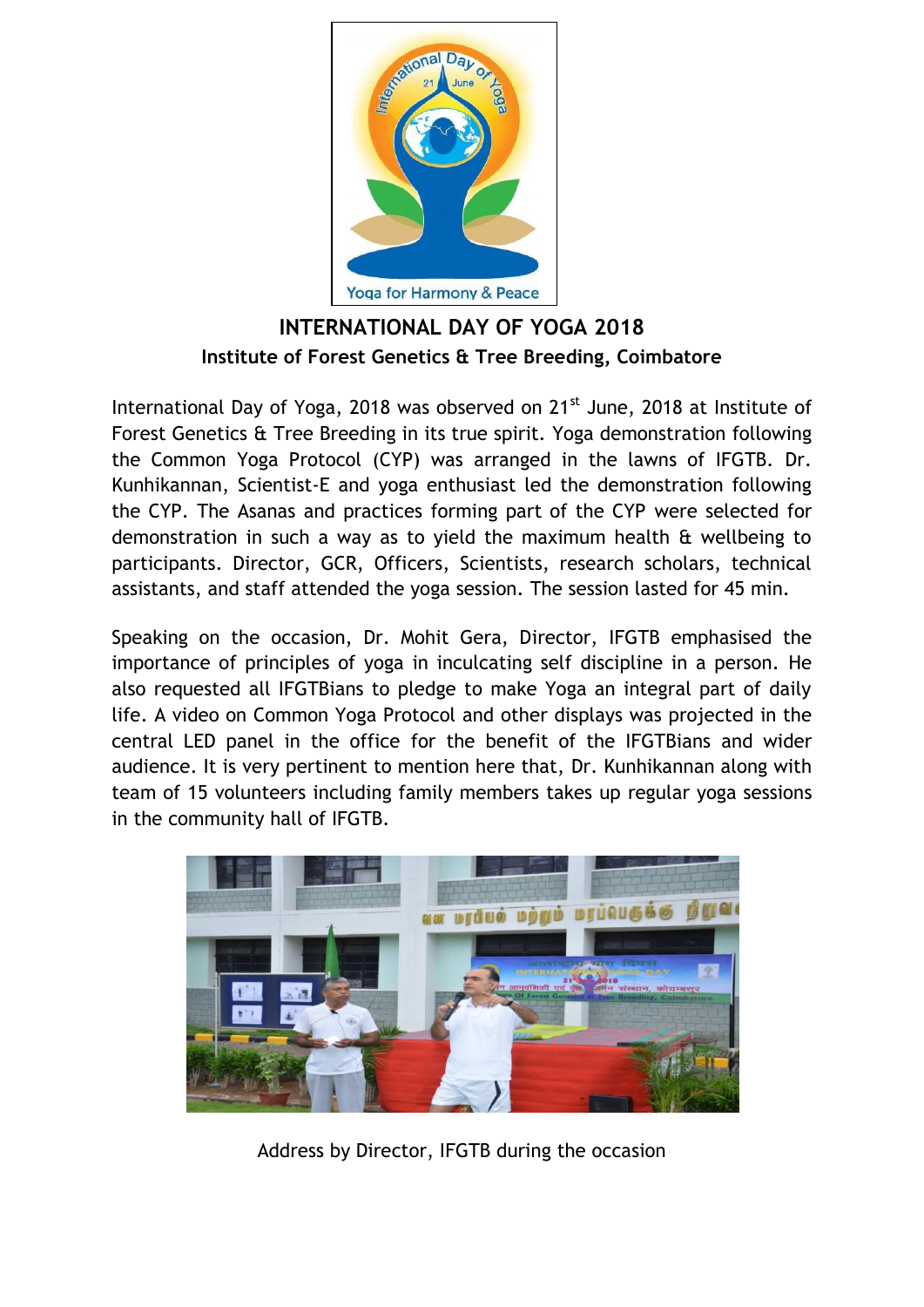# INTERNATIONAL DAY OF YOGA 2018

## Institute of Forest Genetics & Tree Breeding, Coimbatore

International Day of Yoga, 2018 was observed on 21st June, 2018 at Institute of Forest Genetics & Tree Breeding in its true spirit. Yoga demonstration following the Common Yoga Protocol (CYP) was arranged in the lawns of IFGTB. Dr. Kunhikannan, Scientist-E and yoga enthusiast led the demonstration following the CYP. The Asanas and practices forming part of the CYP were selected for demonstration in such a way as to yield the maximum health & wellbeing to participants. Director, GCR, Officers, Scientists, research scholars, technical assistants, and staff attended the yoga session. The session lasted for 45 min.

Speaking on the occasion, Dr. Mohit Gera, Director, IFGTB emphasised the importance of principles of yoga in inculcating self discipline in a person. He also requested all IFGTBians to pledge to make Yoga an integral part of daily life. A video on Common Yoga Protocol and other displays was projected in the central LED panel in the office for the benefit of the IFGTBians and wider audience. It is very pertinent to mention here that, Dr. Kunhikannan along with team of 15 volunteers including family members takes up regular yoga sessions in the community hall of IFGTB.

Address by Director, IFGTB during the occasion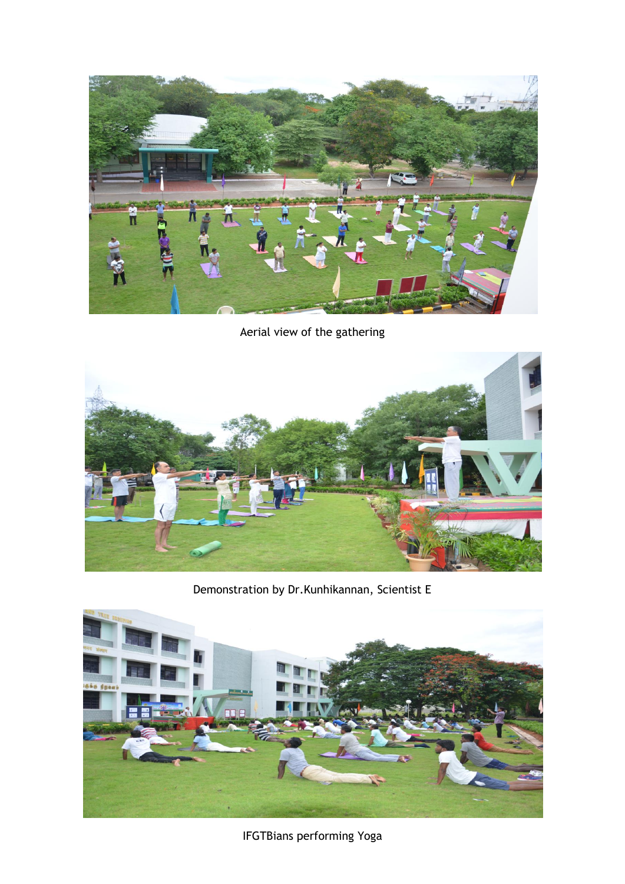Aerial view of the gathering

Demonstration by Dr.Kunhikannan, Scientist E

IFGTBians performing Yoga